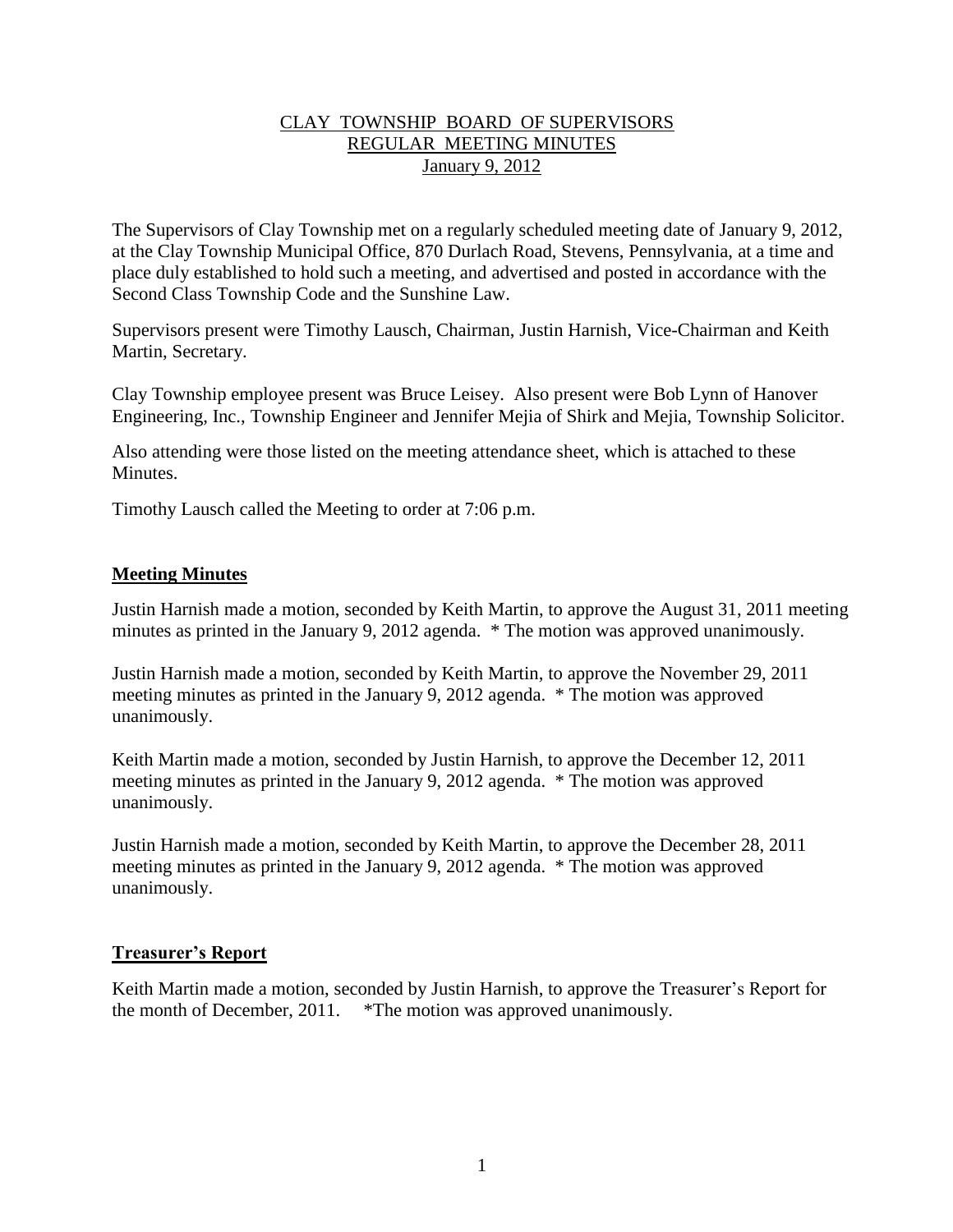# CLAY TOWNSHIP BOARD OF SUPERVISORS
## REGULAR MEETING MINUTES
### January 9, 2012

The Supervisors of Clay Township met on a regularly scheduled meeting date of January 9, 2012, at the Clay Township Municipal Office, 870 Durlach Road, Stevens, Pennsylvania, at a time and place duly established to hold such a meeting, and advertised and posted in accordance with the Second Class Township Code and the Sunshine Law.

Supervisors present were Timothy Lausch, Chairman, Justin Harnish, Vice-Chairman and Keith Martin, Secretary.

Clay Township employee present was Bruce Leisey. Also present were Bob Lynn of Hanover Engineering, Inc., Township Engineer and Jennifer Mejia of Shirk and Mejia, Township Solicitor.

Also attending were those listed on the meeting attendance sheet, which is attached to these Minutes.

Timothy Lausch called the Meeting to order at 7:06 p.m.

## Meeting Minutes

Justin Harnish made a motion, seconded by Keith Martin, to approve the August 31, 2011 meeting minutes as printed in the January 9, 2012 agenda. * The motion was approved unanimously.

Justin Harnish made a motion, seconded by Keith Martin, to approve the November 29, 2011 meeting minutes as printed in the January 9, 2012 agenda. * The motion was approved unanimously.

Keith Martin made a motion, seconded by Justin Harnish, to approve the December 12, 2011 meeting minutes as printed in the January 9, 2012 agenda. * The motion was approved unanimously.

Justin Harnish made a motion, seconded by Keith Martin, to approve the December 28, 2011 meeting minutes as printed in the January 9, 2012 agenda. * The motion was approved unanimously.

## Treasurer's Report

Keith Martin made a motion, seconded by Justin Harnish, to approve the Treasurer's Report for the month of December, 2011. *The motion was approved unanimously.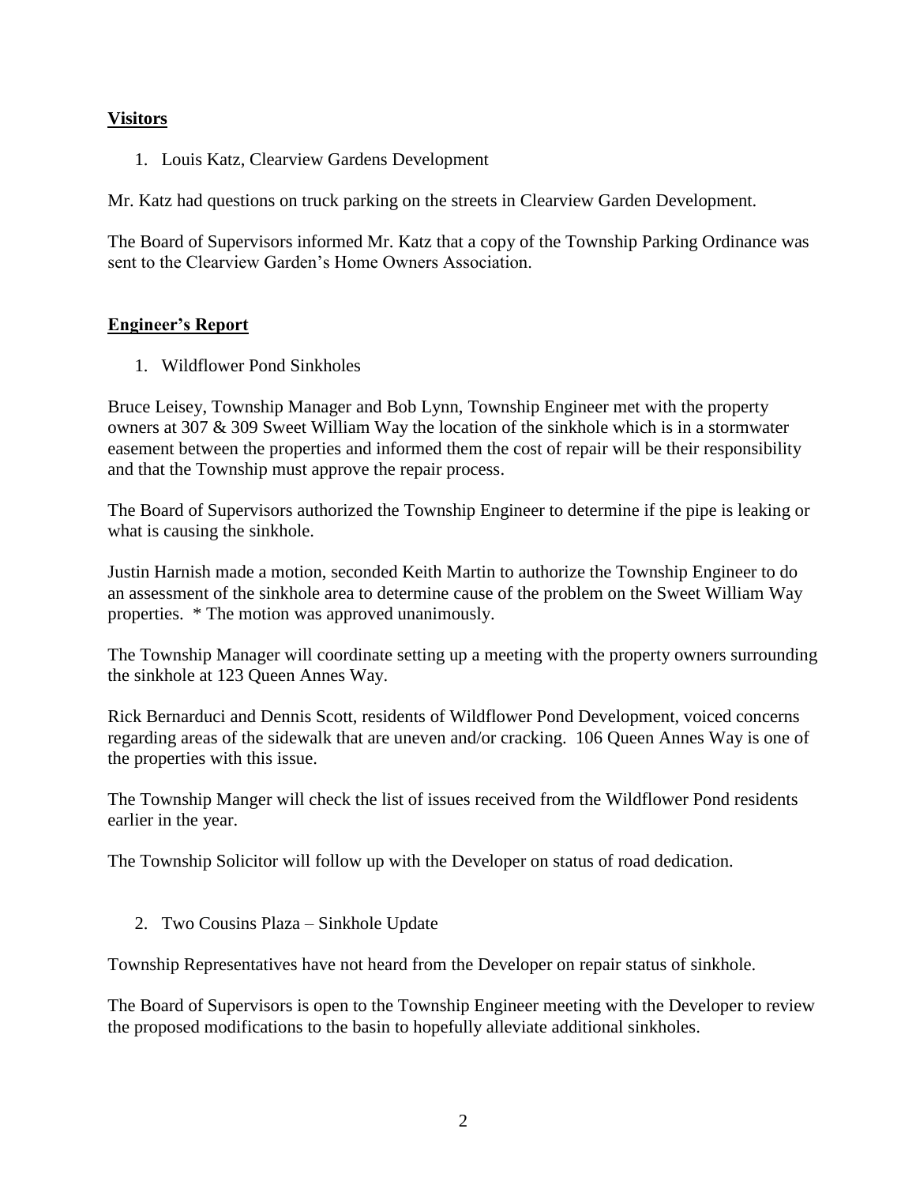## Visitors

1. Louis Katz, Clearview Gardens Development

Mr. Katz had questions on truck parking on the streets in Clearview Garden Development.

The Board of Supervisors informed Mr. Katz that a copy of the Township Parking Ordinance was sent to the Clearview Garden's Home Owners Association.

## Engineer's Report

1. Wildflower Pond Sinkholes

Bruce Leisey, Township Manager and Bob Lynn, Township Engineer met with the property owners at 307 & 309 Sweet William Way the location of the sinkhole which is in a stormwater easement between the properties and informed them the cost of repair will be their responsibility and that the Township must approve the repair process.

The Board of Supervisors authorized the Township Engineer to determine if the pipe is leaking or what is causing the sinkhole.

Justin Harnish made a motion, seconded Keith Martin to authorize the Township Engineer to do an assessment of the sinkhole area to determine cause of the problem on the Sweet William Way properties. * The motion was approved unanimously.

The Township Manager will coordinate setting up a meeting with the property owners surrounding the sinkhole at 123 Queen Annes Way.

Rick Bernarduci and Dennis Scott, residents of Wildflower Pond Development, voiced concerns regarding areas of the sidewalk that are uneven and/or cracking. 106 Queen Annes Way is one of the properties with this issue.

The Township Manger will check the list of issues received from the Wildflower Pond residents earlier in the year.

The Township Solicitor will follow up with the Developer on status of road dedication.

2. Two Cousins Plaza – Sinkhole Update

Township Representatives have not heard from the Developer on repair status of sinkhole.

The Board of Supervisors is open to the Township Engineer meeting with the Developer to review the proposed modifications to the basin to hopefully alleviate additional sinkholes.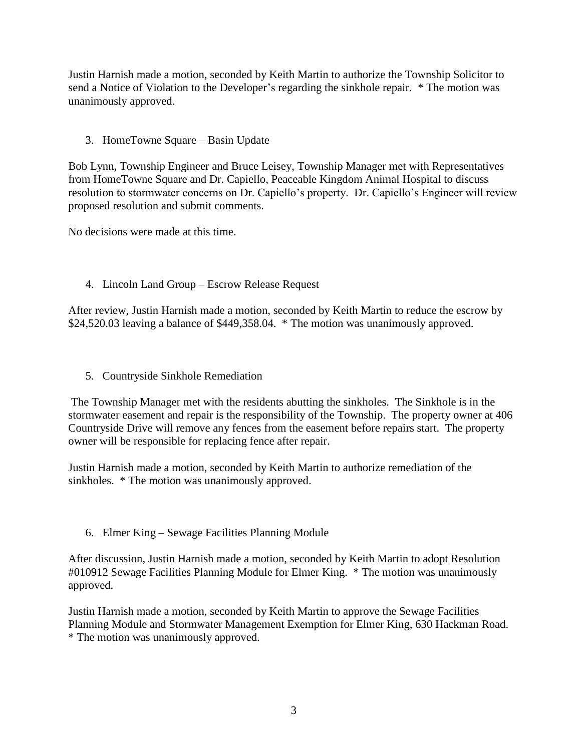Justin Harnish made a motion, seconded by Keith Martin to authorize the Township Solicitor to send a Notice of Violation to the Developer's regarding the sinkhole repair. * The motion was unanimously approved.

3. HomeTowne Square – Basin Update

Bob Lynn, Township Engineer and Bruce Leisey, Township Manager met with Representatives from HomeTowne Square and Dr. Capiello, Peaceable Kingdom Animal Hospital to discuss resolution to stormwater concerns on Dr. Capiello's property. Dr. Capiello's Engineer will review proposed resolution and submit comments.

No decisions were made at this time.

4. Lincoln Land Group – Escrow Release Request

After review, Justin Harnish made a motion, seconded by Keith Martin to reduce the escrow by $24,520.03 leaving a balance of $449,358.04. * The motion was unanimously approved.

5. Countryside Sinkhole Remediation

The Township Manager met with the residents abutting the sinkholes. The Sinkhole is in the stormwater easement and repair is the responsibility of the Township. The property owner at 406 Countryside Drive will remove any fences from the easement before repairs start. The property owner will be responsible for replacing fence after repair.

Justin Harnish made a motion, seconded by Keith Martin to authorize remediation of the sinkholes. * The motion was unanimously approved.

6. Elmer King – Sewage Facilities Planning Module

After discussion, Justin Harnish made a motion, seconded by Keith Martin to adopt Resolution #010912 Sewage Facilities Planning Module for Elmer King. * The motion was unanimously approved.

Justin Harnish made a motion, seconded by Keith Martin to approve the Sewage Facilities Planning Module and Stormwater Management Exemption for Elmer King, 630 Hackman Road. * The motion was unanimously approved.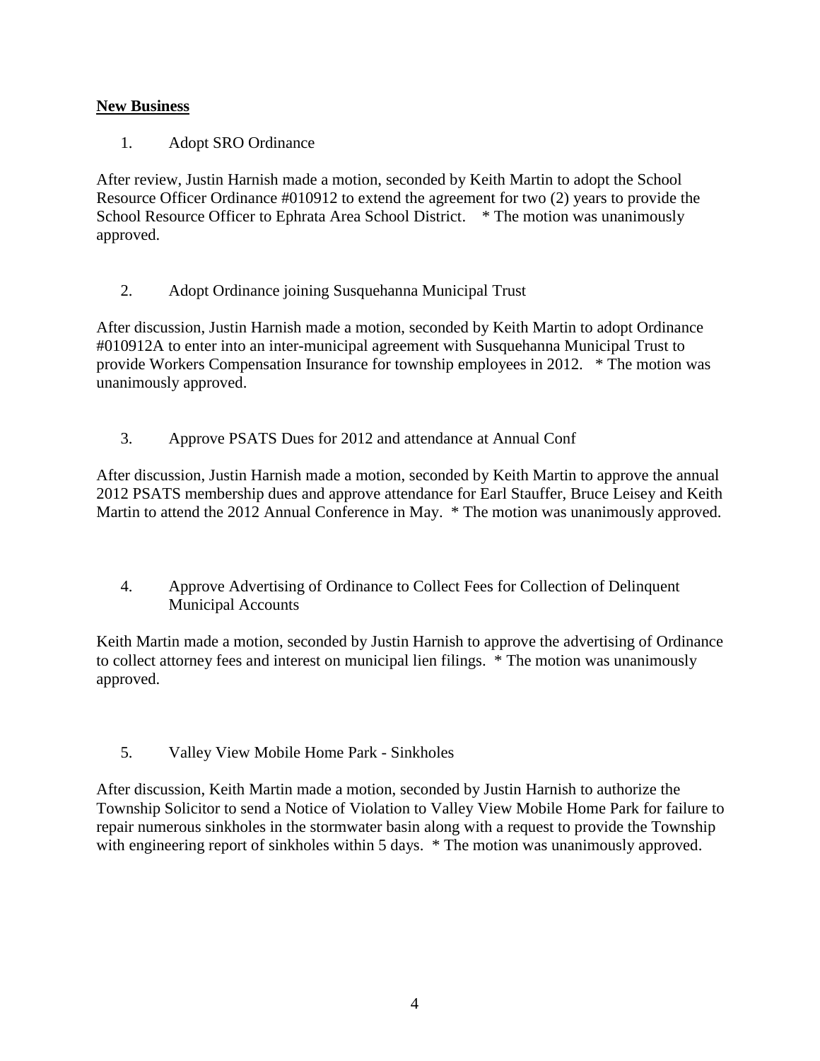**New Business**

1. Adopt SRO Ordinance

After review, Justin Harnish made a motion, seconded by Keith Martin to adopt the School Resource Officer Ordinance #010912 to extend the agreement for two (2) years to provide the School Resource Officer to Ephrata Area School District. * The motion was unanimously approved.

2. Adopt Ordinance joining Susquehanna Municipal Trust

After discussion, Justin Harnish made a motion, seconded by Keith Martin to adopt Ordinance #010912A to enter into an inter-municipal agreement with Susquehanna Municipal Trust to provide Workers Compensation Insurance for township employees in 2012. * The motion was unanimously approved.

3. Approve PSATS Dues for 2012 and attendance at Annual Conf

After discussion, Justin Harnish made a motion, seconded by Keith Martin to approve the annual 2012 PSATS membership dues and approve attendance for Earl Stauffer, Bruce Leisey and Keith Martin to attend the 2012 Annual Conference in May. * The motion was unanimously approved.

4. Approve Advertising of Ordinance to Collect Fees for Collection of Delinquent Municipal Accounts

Keith Martin made a motion, seconded by Justin Harnish to approve the advertising of Ordinance to collect attorney fees and interest on municipal lien filings. * The motion was unanimously approved.

5. Valley View Mobile Home Park - Sinkholes

After discussion, Keith Martin made a motion, seconded by Justin Harnish to authorize the Township Solicitor to send a Notice of Violation to Valley View Mobile Home Park for failure to repair numerous sinkholes in the stormwater basin along with a request to provide the Township with engineering report of sinkholes within 5 days. * The motion was unanimously approved.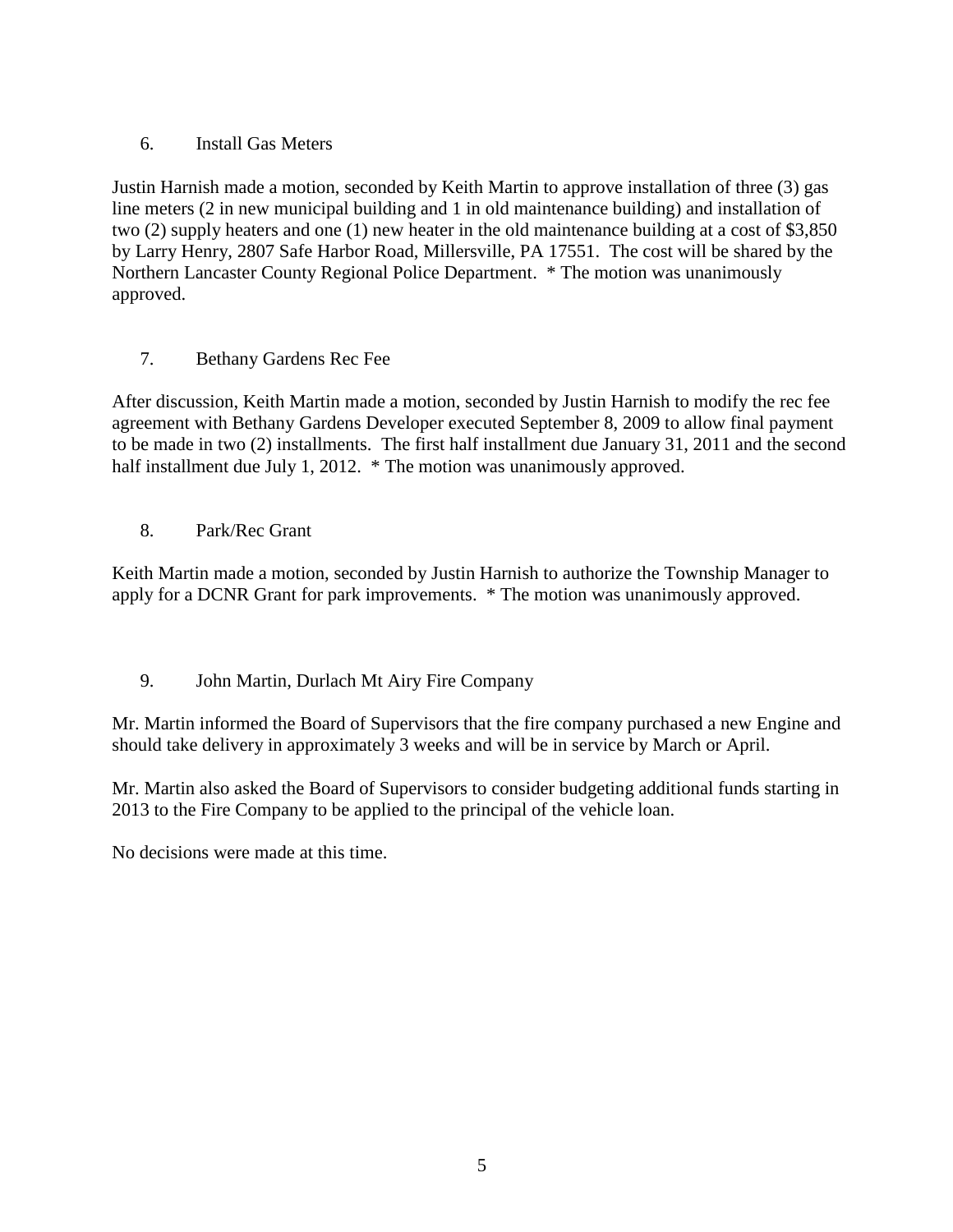6. Install Gas Meters

Justin Harnish made a motion, seconded by Keith Martin to approve installation of three (3) gas line meters (2 in new municipal building and 1 in old maintenance building) and installation of two (2) supply heaters and one (1) new heater in the old maintenance building at a cost of $3,850 by Larry Henry, 2807 Safe Harbor Road, Millersville, PA 17551. The cost will be shared by the Northern Lancaster County Regional Police Department. * The motion was unanimously approved.

7. Bethany Gardens Rec Fee

After discussion, Keith Martin made a motion, seconded by Justin Harnish to modify the rec fee agreement with Bethany Gardens Developer executed September 8, 2009 to allow final payment to be made in two (2) installments. The first half installment due January 31, 2011 and the second half installment due July 1, 2012. * The motion was unanimously approved.

8. Park/Rec Grant

Keith Martin made a motion, seconded by Justin Harnish to authorize the Township Manager to apply for a DCNR Grant for park improvements. * The motion was unanimously approved.

9. John Martin, Durlach Mt Airy Fire Company

Mr. Martin informed the Board of Supervisors that the fire company purchased a new Engine and should take delivery in approximately 3 weeks and will be in service by March or April.

Mr. Martin also asked the Board of Supervisors to consider budgeting additional funds starting in 2013 to the Fire Company to be applied to the principal of the vehicle loan.

No decisions were made at this time.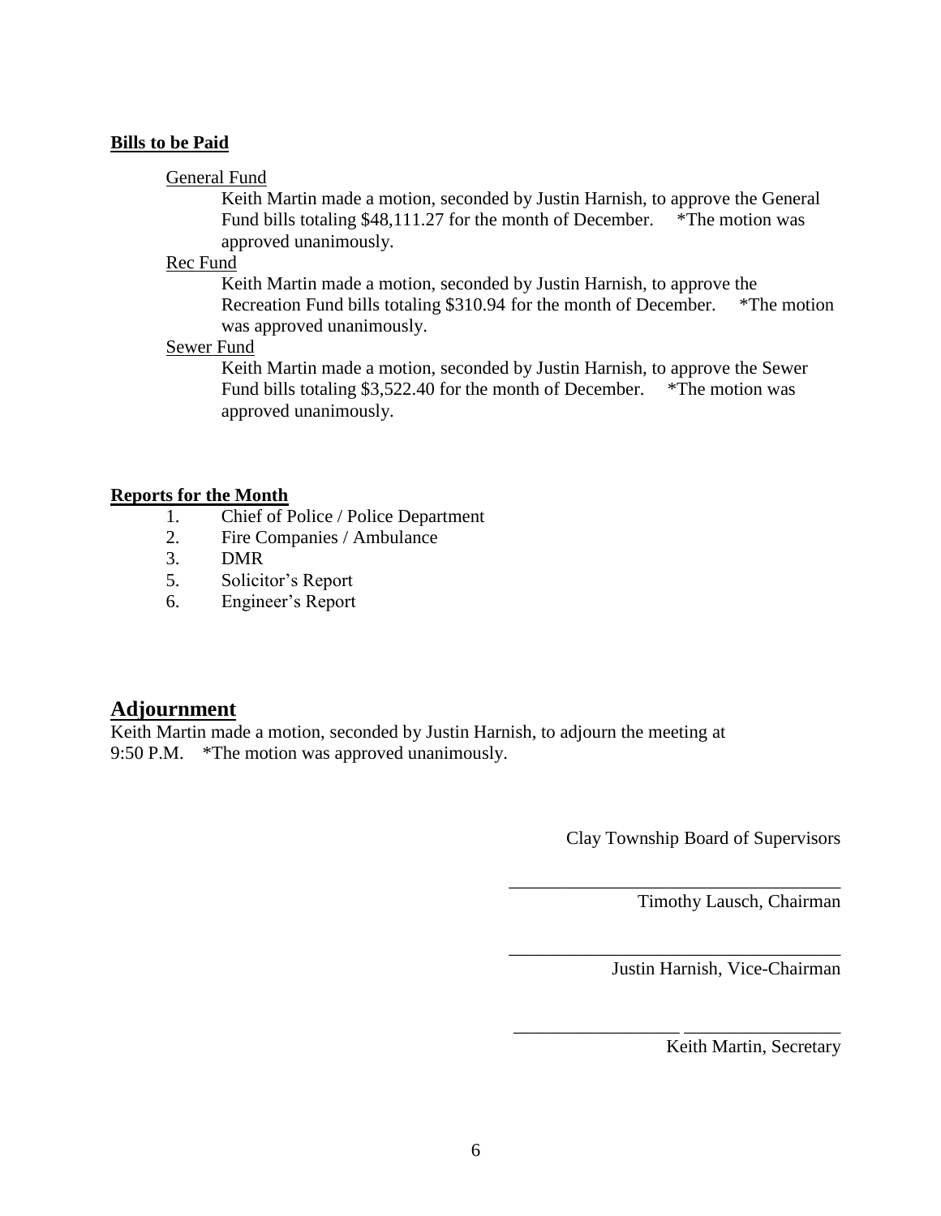**Bills to be Paid**

General Fund

Keith Martin made a motion, seconded by Justin Harnish, to approve the General Fund bills totaling $48,111.27 for the month of December. *The motion was approved unanimously.

Rec Fund

Keith Martin made a motion, seconded by Justin Harnish, to approve the Recreation Fund bills totaling $310.94 for the month of December. *The motion was approved unanimously.

Sewer Fund

Keith Martin made a motion, seconded by Justin Harnish, to approve the Sewer Fund bills totaling $3,522.40 for the month of December. *The motion was approved unanimously.

**Reports for the Month**

1. Chief of Police / Police Department
2. Fire Companies / Ambulance
3. DMR
5. Solicitor's Report
6. Engineer's Report

## Adjournment

Keith Martin made a motion, seconded by Justin Harnish, to adjourn the meeting at 9:50 P.M. *The motion was approved unanimously.

Clay Township Board of Supervisors

_____________________________________
Timothy Lausch, Chairman

_____________________________________
Justin Harnish, Vice-Chairman

_____________________________________
Keith Martin, Secretary